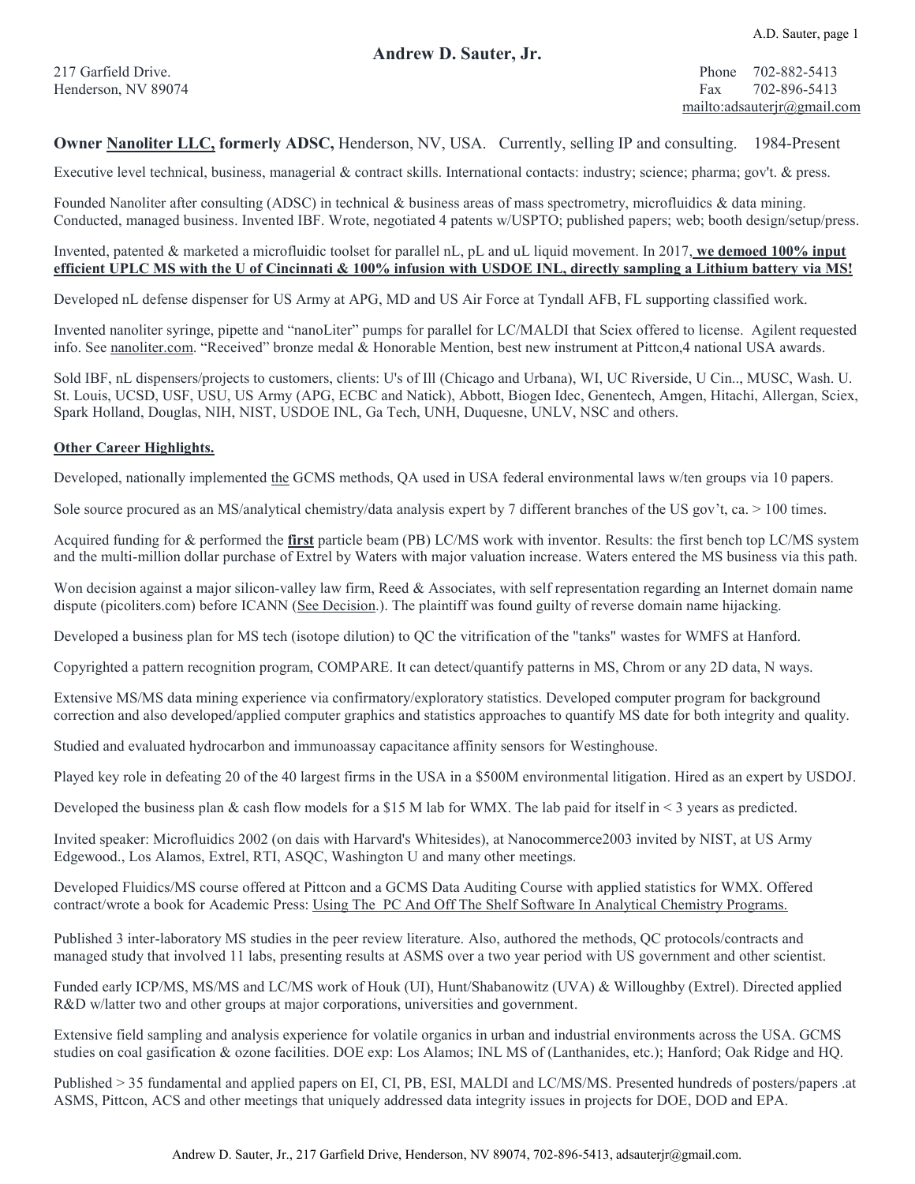# Andrew D. Sauter, Jr.

217 Garfield Drive.
Henderson, NV 89074

Phone 702-882-5413
Fax 702-896-5413
mailto:adsauterjr@gmail.com

**Owner Nanoliter LLC, formerly ADSC,** Henderson, NV, USA. Currently, selling IP and consulting. 1984-Present

Executive level technical, business, managerial & contract skills. International contacts: industry; science; pharma; gov't. & press.

Founded Nanoliter after consulting (ADSC) in technical & business areas of mass spectrometry, microfluidics & data mining. Conducted, managed business. Invented IBF. Wrote, negotiated 4 patents w/USPTO; published papers; web; booth design/setup/press.

Invented, patented & marketed a microfluidic toolset for parallel nL, pL and uL liquid movement. In 2017, **we demoed 100% input efficient UPLC MS with the U of Cincinnati & 100% infusion with USDOE INL, directly sampling a Lithium battery via MS!**

Developed nL defense dispenser for US Army at APG, MD and US Air Force at Tyndall AFB, FL supporting classified work.

Invented nanoliter syringe, pipette and "nanoLiter" pumps for parallel for LC/MALDI that Sciex offered to license. Agilent requested info. See nanoliter.com. "Received" bronze medal & Honorable Mention, best new instrument at Pittcon,4 national USA awards.

Sold IBF, nL dispensers/projects to customers, clients: U's of Ill (Chicago and Urbana), WI, UC Riverside, U Cin.., MUSC, Wash. U. St. Louis, UCSD, USF, USU, US Army (APG, ECBC and Natick), Abbott, Biogen Idec, Genentech, Amgen, Hitachi, Allergan, Sciex, Spark Holland, Douglas, NIH, NIST, USDOE INL, Ga Tech, UNH, Duquesne, UNLV, NSC and others.

## Other Career Highlights.

Developed, nationally implemented the GCMS methods, QA used in USA federal environmental laws w/ten groups via 10 papers.

Sole source procured as an MS/analytical chemistry/data analysis expert by 7 different branches of the US gov't, ca. > 100 times.

Acquired funding for & performed the **first** particle beam (PB) LC/MS work with inventor. Results: the first bench top LC/MS system and the multi-million dollar purchase of Extrel by Waters with major valuation increase. Waters entered the MS business via this path.

Won decision against a major silicon-valley law firm, Reed & Associates, with self representation regarding an Internet domain name dispute (picoliters.com) before ICANN (See Decision.). The plaintiff was found guilty of reverse domain name hijacking.

Developed a business plan for MS tech (isotope dilution) to QC the vitrification of the "tanks" wastes for WMFS at Hanford.

Copyrighted a pattern recognition program, COMPARE. It can detect/quantify patterns in MS, Chrom or any 2D data, N ways.

Extensive MS/MS data mining experience via confirmatory/exploratory statistics. Developed computer program for background correction and also developed/applied computer graphics and statistics approaches to quantify MS date for both integrity and quality.

Studied and evaluated hydrocarbon and immunoassay capacitance affinity sensors for Westinghouse.

Played key role in defeating 20 of the 40 largest firms in the USA in a $500M environmental litigation. Hired as an expert by USDOJ.

Developed the business plan & cash flow models for a $15 M lab for WMX. The lab paid for itself in < 3 years as predicted.

Invited speaker: Microfluidics 2002 (on dais with Harvard's Whitesides), at Nanocommerce2003 invited by NIST, at US Army Edgewood., Los Alamos, Extrel, RTI, ASQC, Washington U and many other meetings.

Developed Fluidics/MS course offered at Pittcon and a GCMS Data Auditing Course with applied statistics for WMX. Offered contract/wrote a book for Academic Press: Using The PC And Off The Shelf Software In Analytical Chemistry Programs.

Published 3 inter-laboratory MS studies in the peer review literature. Also, authored the methods, QC protocols/contracts and managed study that involved 11 labs, presenting results at ASMS over a two year period with US government and other scientist.

Funded early ICP/MS, MS/MS and LC/MS work of Houk (UI), Hunt/Shabanowitz (UVA) & Willoughby (Extrel). Directed applied R&D w/latter two and other groups at major corporations, universities and government.

Extensive field sampling and analysis experience for volatile organics in urban and industrial environments across the USA. GCMS studies on coal gasification & ozone facilities. DOE exp: Los Alamos; INL MS of (Lanthanides, etc.); Hanford; Oak Ridge and HQ.

Published > 35 fundamental and applied papers on EI, CI, PB, ESI, MALDI and LC/MS/MS. Presented hundreds of posters/papers .at ASMS, Pittcon, ACS and other meetings that uniquely addressed data integrity issues in projects for DOE, DOD and EPA.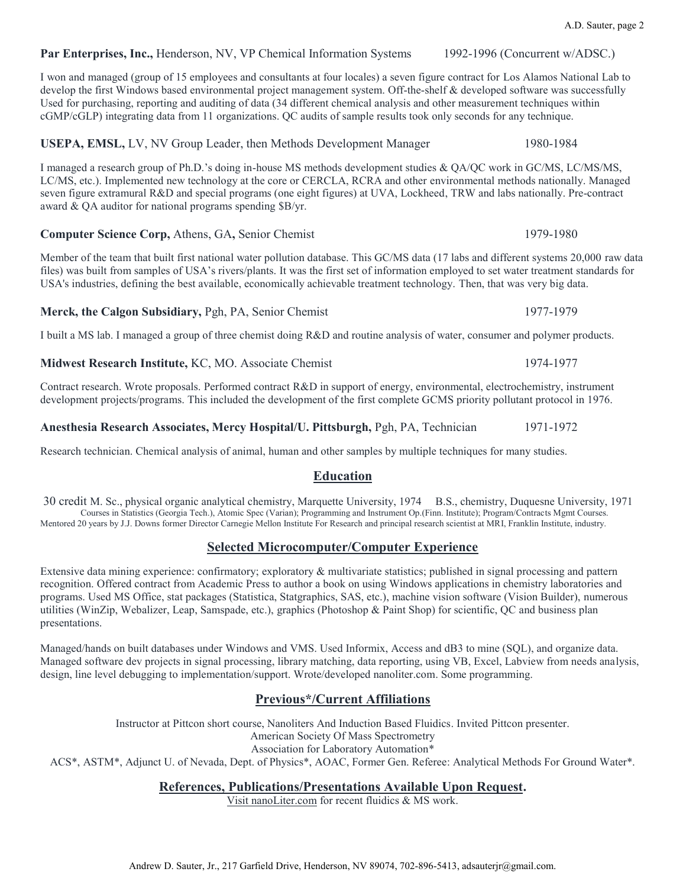**Par Enterprises, Inc.,** Henderson, NV, VP Chemical Information Systems 1992-1996 (Concurrent w/ADSC.)

I won and managed (group of 15 employees and consultants at four locales) a seven figure contract for Los Alamos National Lab to develop the first Windows based environmental project management system. Off-the-shelf & developed software was successfully Used for purchasing, reporting and auditing of data (34 different chemical analysis and other measurement techniques within cGMP/cGLP) integrating data from 11 organizations. QC audits of sample results took only seconds for any technique.

**USEPA, EMSL,** LV, NV Group Leader, then Methods Development Manager 1980-1984

I managed a research group of Ph.D.'s doing in-house MS methods development studies & QA/QC work in GC/MS, LC/MS/MS, LC/MS, etc.). Implemented new technology at the core or CERCLA, RCRA and other environmental methods nationally. Managed seven figure extramural R&D and special programs (one eight figures) at UVA, Lockheed, TRW and labs nationally. Pre-contract award & QA auditor for national programs spending $B/yr.

**Computer Science Corp,** Athens, GA**,** Senior Chemist 1979-1980

Member of the team that built first national water pollution database. This GC/MS data (17 labs and different systems 20,000 raw data files) was built from samples of USA's rivers/plants. It was the first set of information employed to set water treatment standards for USA's industries, defining the best available, economically achievable treatment technology. Then, that was very big data.

**Merck, the Calgon Subsidiary,** Pgh, PA, Senior Chemist 1977-1979

I built a MS lab. I managed a group of three chemist doing R&D and routine analysis of water, consumer and polymer products.

**Midwest Research Institute,** KC, MO. Associate Chemist 1974-1977

Contract research. Wrote proposals. Performed contract R&D in support of energy, environmental, electrochemistry, instrument development projects/programs. This included the development of the first complete GCMS priority pollutant protocol in 1976.

**Anesthesia Research Associates, Mercy Hospital/U. Pittsburgh,** Pgh, PA, Technician 1971-1972

Research technician. Chemical analysis of animal, human and other samples by multiple techniques for many studies.

## Education

30 credit M. Sc., physical organic analytical chemistry, Marquette University, 1974 B.S., chemistry, Duquesne University, 1971
Courses in Statistics (Georgia Tech.), Atomic Spec (Varian); Programming and Instrument Op.(Finn. Institute); Program/Contracts Mgmt Courses.
Mentored 20 years by J.J. Downs former Director Carnegie Mellon Institute For Research and principal research scientist at MRI, Franklin Institute, industry.

## Selected Microcomputer/Computer Experience

Extensive data mining experience: confirmatory; exploratory & multivariate statistics; published in signal processing and pattern recognition. Offered contract from Academic Press to author a book on using Windows applications in chemistry laboratories and programs. Used MS Office, stat packages (Statistica, Statgraphics, SAS, etc.), machine vision software (Vision Builder), numerous utilities (WinZip, Webalizer, Leap, Samspade, etc.), graphics (Photoshop & Paint Shop) for scientific, QC and business plan presentations.

Managed/hands on built databases under Windows and VMS. Used Informix, Access and dB3 to mine (SQL), and organize data. Managed software dev projects in signal processing, library matching, data reporting, using VB, Excel, Labview from needs analysis, design, line level debugging to implementation/support. Wrote/developed nanoliter.com. Some programming.

## Previous*/Current Affiliations

Instructor at Pittcon short course, Nanoliters And Induction Based Fluidics. Invited Pittcon presenter.
American Society Of Mass Spectrometry
Association for Laboratory Automation*
ACS*, ASTM*, Adjunct U. of Nevada, Dept. of Physics*, AOAC, Former Gen. Referee: Analytical Methods For Ground Water*.

## References, Publications/Presentations Available Upon Request.

Visit nanoLiter.com for recent fluidics & MS work.

Andrew D. Sauter, Jr., 217 Garfield Drive, Henderson, NV 89074, 702-896-5413, adsauterjr@gmail.com.